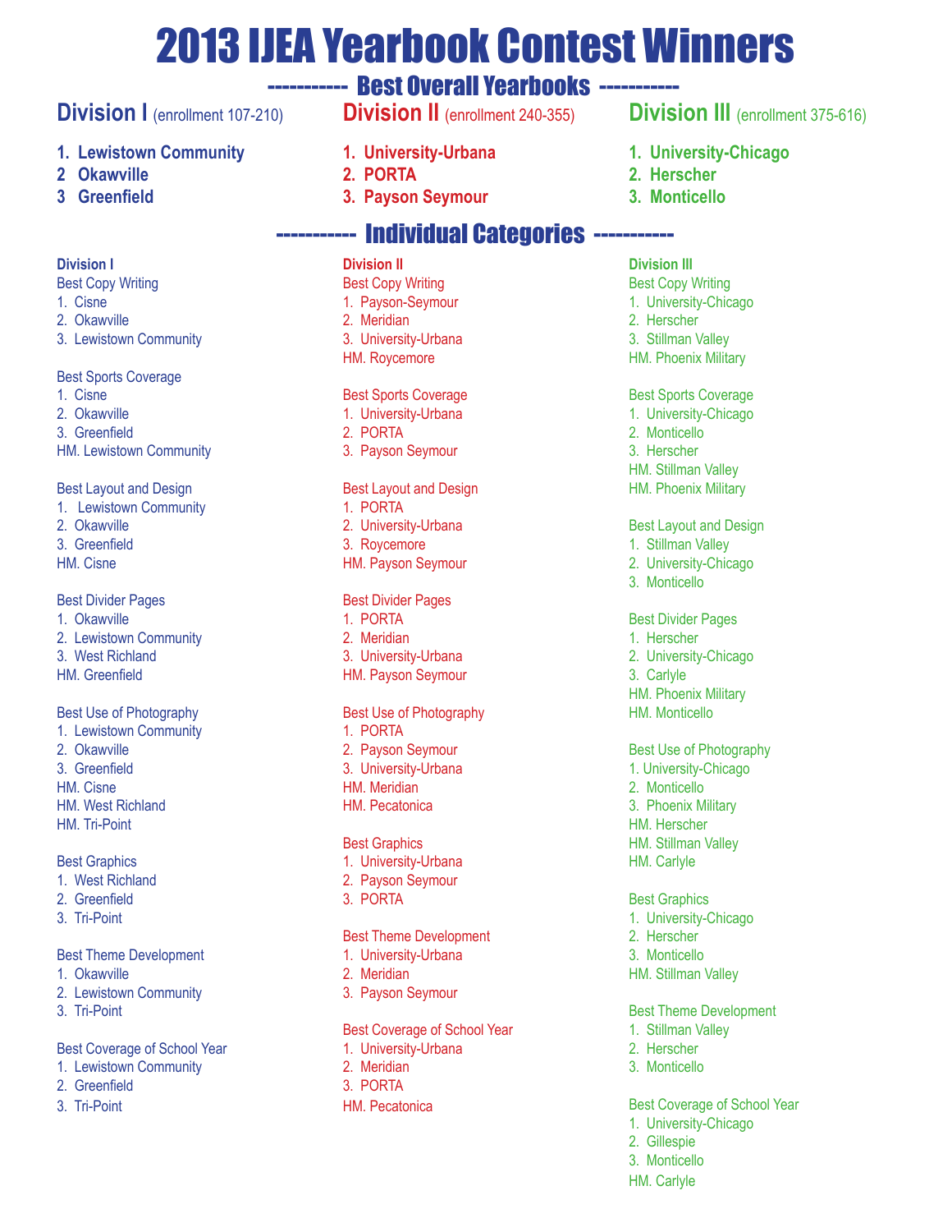# 2013 IJEA Yearbook Contest Winners

## ----------- Best Overall Yearbooks -----------

### Division I (enrollment 107-210)

1. **Lewistown Community**
2. **Okawville**
3. **Greenfield**

### Division II (enrollment 240-355)

1. **University-Urbana**
2. **PORTA**
3. **Payson Seymour**

### Division III (enrollment 375-616)

1. **University-Chicago**
2. **Herscher**
3. **Monticello**

## ----------- Individual Categories -----------

### Division I

Best Copy Writing
1. Cisne
2. Okawville
3. Lewistown Community

Best Sports Coverage
1. Cisne
2. Okawville
3. Greenfield

HM. Lewistown Community

Best Layout and Design
1. Lewistown Community
2. Okawville
3. Greenfield

HM. Cisne

Best Divider Pages
1. Okawville
2. Lewistown Community
3. West Richland

HM. Greenfield

Best Use of Photography
1. Lewistown Community
2. Okawville
3. Greenfield

HM. Cisne
HM. West Richland
HM. Tri-Point

Best Graphics
1. West Richland
2. Greenfield
3. Tri-Point

Best Theme Development
1. Okawville
2. Lewistown Community
3. Tri-Point

Best Coverage of School Year
1. Lewistown Community
2. Greenfield
3. Tri-Point

### Division II

Best Copy Writing
1. Payson-Seymour
2. Meridian
3. University-Urbana

HM. Roycemore

Best Sports Coverage
1. University-Urbana
2. PORTA
3. Payson Seymour

Best Layout and Design
1. PORTA
2. University-Urbana
3. Roycemore

HM. Payson Seymour

Best Divider Pages
1. PORTA
2. Meridian
3. University-Urbana

HM. Payson Seymour

Best Use of Photography
1. PORTA
2. Payson Seymour
3. University-Urbana

HM. Meridian
HM. Pecatonica

Best Graphics
1. University-Urbana
2. Payson Seymour
3. PORTA

Best Theme Development
1. University-Urbana
2. Meridian
3. Payson Seymour

Best Coverage of School Year
1. University-Urbana
2. Meridian
3. PORTA

HM. Pecatonica

### Division III

Best Copy Writing
1. University-Chicago
2. Herscher
3. Stillman Valley

HM. Phoenix Military

Best Sports Coverage
1. University-Chicago
2. Monticello
3. Herscher

HM. Stillman Valley
HM. Phoenix Military

Best Layout and Design
1. Stillman Valley
2. University-Chicago
3. Monticello

Best Divider Pages
1. Herscher
2. University-Chicago
3. Carlyle

HM. Phoenix Military
HM. Monticello

Best Use of Photography
1. University-Chicago
2. Monticello
3. Phoenix Military

HM. Herscher
HM. Stillman Valley
HM. Carlyle

Best Graphics
1. University-Chicago
2. Herscher
3. Monticello

HM. Stillman Valley

Best Theme Development
1. Stillman Valley
2. Herscher
3. Monticello

Best Coverage of School Year
1. University-Chicago
2. Gillespie
3. Monticello

HM. Carlyle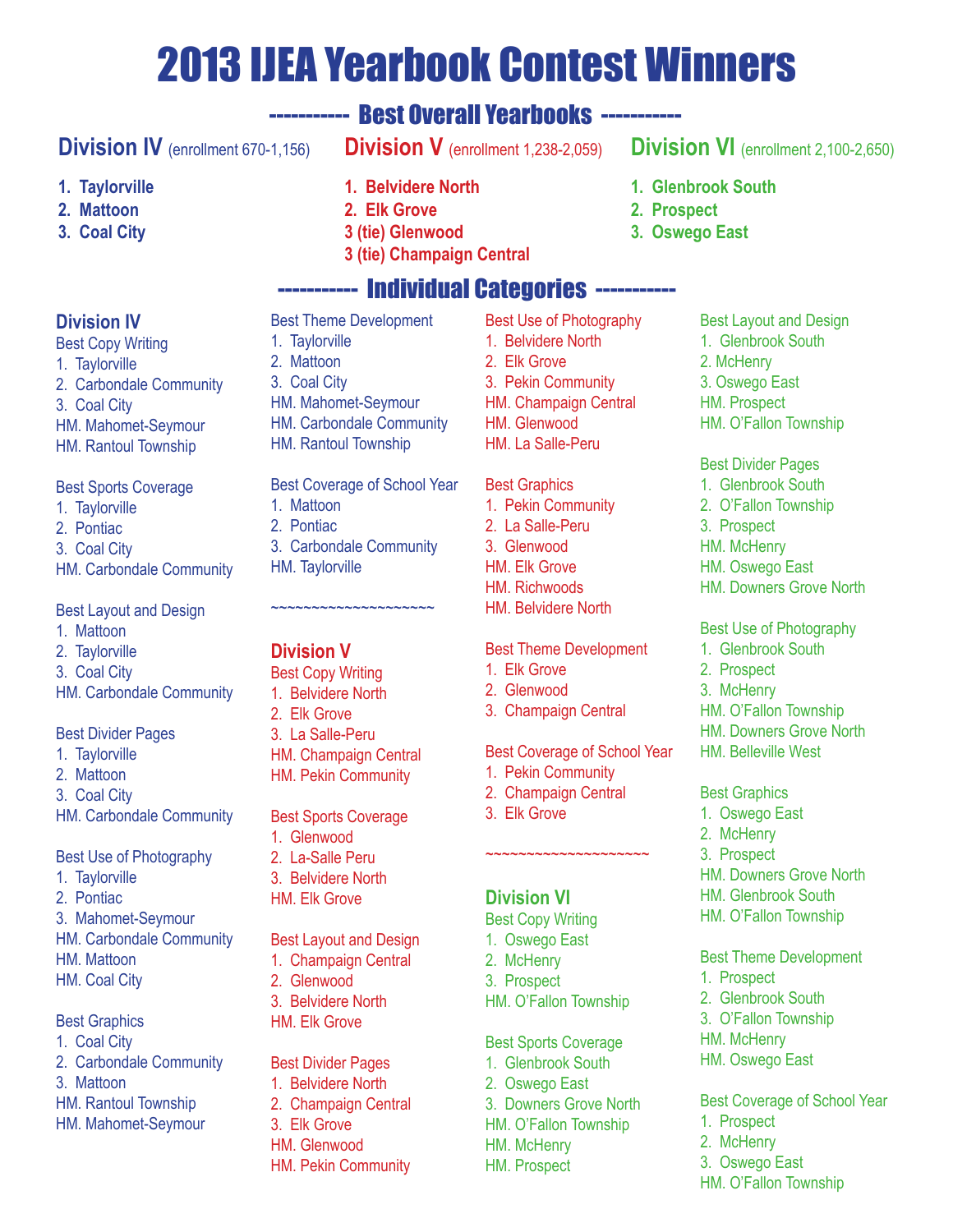# 2013 IJEA Yearbook Contest Winners

## ---------- Best Overall Yearbooks ----------

### Division IV (enrollment 670-1,156)

1. **Taylorville**
2. **Mattoon**
3. **Coal City**

### Division V (enrollment 1,238-2,059)

1. **Belvidere North**
2. **Elk Grove**
3. **(tie) Glenwood**
3. **(tie) Champaign Central**

### Division VI (enrollment 2,100-2,650)

1. **Glenbrook South**
2. **Prospect**
3. **Oswego East**

## ---------- Individual Categories ----------

### Division IV

Best Copy Writing
1. Taylorville
2. Carbondale Community
3. Coal City

HM. Mahomet-Seymour
HM. Rantoul Township

Best Sports Coverage
1. Taylorville
2. Pontiac
3. Coal City

HM. Carbondale Community

Best Layout and Design
1. Mattoon
2. Taylorville
3. Coal City

HM. Carbondale Community

Best Divider Pages
1. Taylorville
2. Mattoon
3. Coal City

HM. Carbondale Community

Best Use of Photography
1. Taylorville
2. Pontiac
3. Mahomet-Seymour

HM. Carbondale Community
HM. Mattoon
HM. Coal City

Best Graphics
1. Coal City
2. Carbondale Community
3. Mattoon

HM. Rantoul Township
HM. Mahomet-Seymour

Best Theme Development
1. Taylorville
2. Mattoon
3. Coal City

HM. Mahomet-Seymour
HM. Carbondale Community
HM. Rantoul Township

Best Coverage of School Year
1. Mattoon
2. Pontiac
3. Carbondale Community

HM. Taylorville

~~~~~~~~~~~~~~~~~~~~

### Division V

Best Copy Writing
1. Belvidere North
2. Elk Grove
3. La Salle-Peru

HM. Champaign Central
HM. Pekin Community

Best Sports Coverage
1. Glenwood
2. La-Salle Peru
3. Belvidere North

HM. Elk Grove

Best Layout and Design
1. Champaign Central
2. Glenwood
3. Belvidere North

HM. Elk Grove

Best Divider Pages
1. Belvidere North
2. Champaign Central
3. Elk Grove

HM. Glenwood
HM. Pekin Community

Best Use of Photography
1. Belvidere North
2. Elk Grove
3. Pekin Community

HM. Champaign Central
HM. Glenwood
HM. La Salle-Peru

Best Graphics
1. Pekin Community
2. La Salle-Peru
3. Glenwood

HM. Elk Grove
HM. Richwoods
HM. Belvidere North

Best Theme Development
1. Elk Grove
2. Glenwood
3. Champaign Central

Best Coverage of School Year
1. Pekin Community
2. Champaign Central
3. Elk Grove

~~~~~~~~~~~~~~~~~~~~

### Division VI

Best Copy Writing
1. Oswego East
2. McHenry
3. Prospect

HM. O'Fallon Township

Best Sports Coverage
1. Glenbrook South
2. Oswego East
3. Downers Grove North

HM. O'Fallon Township
HM. McHenry
HM. Prospect

Best Layout and Design
1. Glenbrook South
2. McHenry
3. Oswego East

HM. Prospect
HM. O'Fallon Township

Best Divider Pages
1. Glenbrook South
2. O'Fallon Township
3. Prospect

HM. McHenry
HM. Oswego East
HM. Downers Grove North

Best Use of Photography
1. Glenbrook South
2. Prospect
3. McHenry

HM. O'Fallon Township
HM. Downers Grove North
HM. Belleville West

Best Graphics
1. Oswego East
2. McHenry
3. Prospect

HM. Downers Grove North
HM. Glenbrook South
HM. O'Fallon Township

Best Theme Development
1. Prospect
2. Glenbrook South
3. O'Fallon Township

HM. McHenry
HM. Oswego East

Best Coverage of School Year
1. Prospect
2. McHenry
3. Oswego East

HM. O'Fallon Township